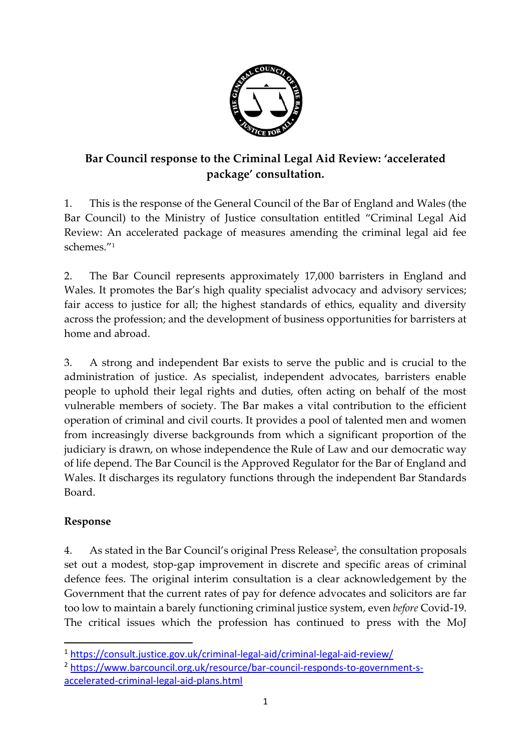**Bar Council response to the Criminal Legal Aid Review: 'accelerated package' consultation.**

1. This is the response of the General Council of the Bar of England and Wales (the Bar Council) to the Ministry of Justice consultation entitled "Criminal Legal Aid Review: An accelerated package of measures amending the criminal legal aid fee schemes."[1]

2. The Bar Council represents approximately 17,000 barristers in England and Wales. It promotes the Bar's high quality specialist advocacy and advisory services; fair access to justice for all; the highest standards of ethics, equality and diversity across the profession; and the development of business opportunities for barristers at home and abroad.

3. A strong and independent Bar exists to serve the public and is crucial to the administration of justice. As specialist, independent advocates, barristers enable people to uphold their legal rights and duties, often acting on behalf of the most vulnerable members of society. The Bar makes a vital contribution to the efficient operation of criminal and civil courts. It provides a pool of talented men and women from increasingly diverse backgrounds from which a significant proportion of the judiciary is drawn, on whose independence the Rule of Law and our democratic way of life depend. The Bar Council is the Approved Regulator for the Bar of England and Wales. It discharges its regulatory functions through the independent Bar Standards Board.

**Response**

4. As stated in the Bar Council's original Press Release[2], the consultation proposals set out a modest, stop-gap improvement in discrete and specific areas of criminal defence fees. The original interim consultation is a clear acknowledgement by the Government that the current rates of pay for defence advocates and solicitors are far too low to maintain a barely functioning criminal justice system, even *before* Covid-19. The critical issues which the profession has continued to press with the MoJ

---

[1] https://consult.justice.gov.uk/criminal-legal-aid/criminal-legal-aid-review/

[2] https://www.barcouncil.org.uk/resource/bar-council-responds-to-government-s-accelerated-criminal-legal-aid-plans.html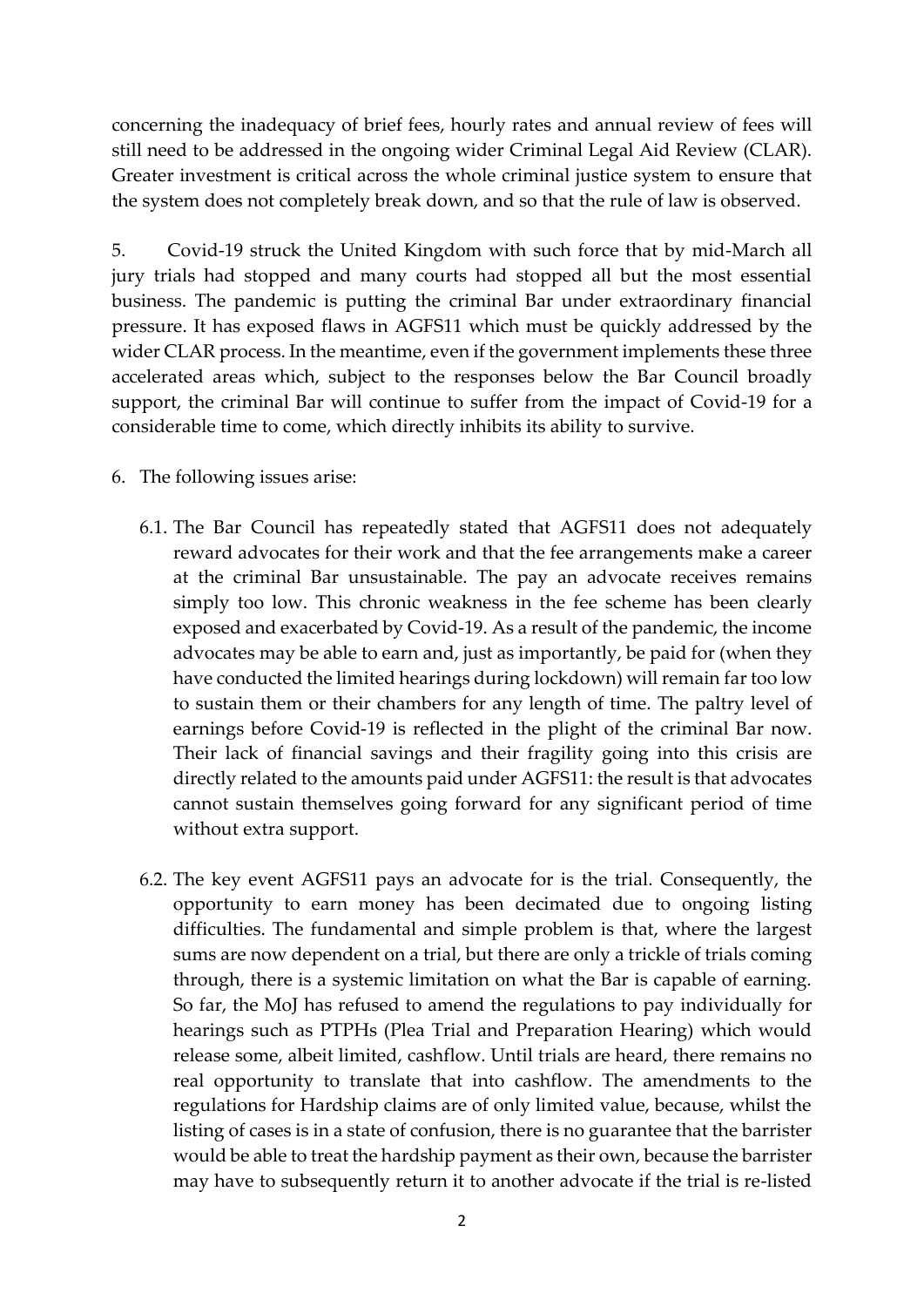concerning the inadequacy of brief fees, hourly rates and annual review of fees will still need to be addressed in the ongoing wider Criminal Legal Aid Review (CLAR). Greater investment is critical across the whole criminal justice system to ensure that the system does not completely break down, and so that the rule of law is observed.

5. Covid-19 struck the United Kingdom with such force that by mid-March all jury trials had stopped and many courts had stopped all but the most essential business. The pandemic is putting the criminal Bar under extraordinary financial pressure. It has exposed flaws in AGFS11 which must be quickly addressed by the wider CLAR process. In the meantime, even if the government implements these three accelerated areas which, subject to the responses below the Bar Council broadly support, the criminal Bar will continue to suffer from the impact of Covid-19 for a considerable time to come, which directly inhibits its ability to survive.

6. The following issues arise:

   6.1. The Bar Council has repeatedly stated that AGFS11 does not adequately reward advocates for their work and that the fee arrangements make a career at the criminal Bar unsustainable. The pay an advocate receives remains simply too low. This chronic weakness in the fee scheme has been clearly exposed and exacerbated by Covid-19. As a result of the pandemic, the income advocates may be able to earn and, just as importantly, be paid for (when they have conducted the limited hearings during lockdown) will remain far too low to sustain them or their chambers for any length of time. The paltry level of earnings before Covid-19 is reflected in the plight of the criminal Bar now. Their lack of financial savings and their fragility going into this crisis are directly related to the amounts paid under AGFS11: the result is that advocates cannot sustain themselves going forward for any significant period of time without extra support.

   6.2. The key event AGFS11 pays an advocate for is the trial. Consequently, the opportunity to earn money has been decimated due to ongoing listing difficulties. The fundamental and simple problem is that, where the largest sums are now dependent on a trial, but there are only a trickle of trials coming through, there is a systemic limitation on what the Bar is capable of earning. So far, the MoJ has refused to amend the regulations to pay individually for hearings such as PTPHs (Plea Trial and Preparation Hearing) which would release some, albeit limited, cashflow. Until trials are heard, there remains no real opportunity to translate that into cashflow. The amendments to the regulations for Hardship claims are of only limited value, because, whilst the listing of cases is in a state of confusion, there is no guarantee that the barrister would be able to treat the hardship payment as their own, because the barrister may have to subsequently return it to another advocate if the trial is re-listed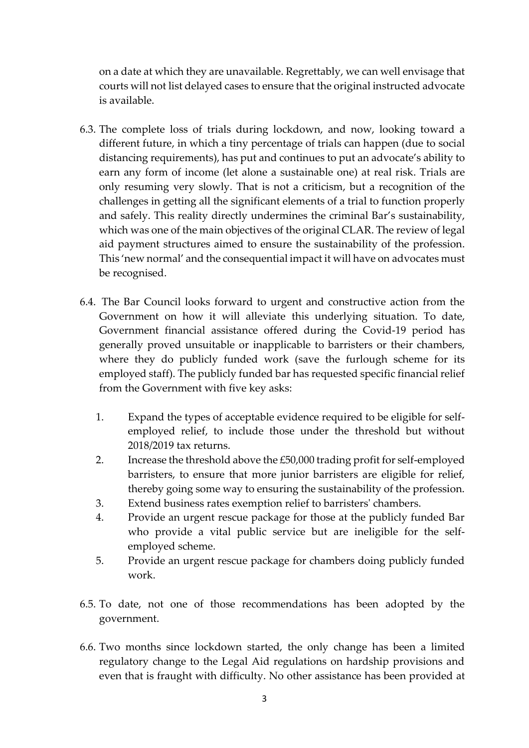on a date at which they are unavailable. Regrettably, we can well envisage that courts will not list delayed cases to ensure that the original instructed advocate is available.

6.3. The complete loss of trials during lockdown, and now, looking toward a different future, in which a tiny percentage of trials can happen (due to social distancing requirements), has put and continues to put an advocate's ability to earn any form of income (let alone a sustainable one) at real risk. Trials are only resuming very slowly. That is not a criticism, but a recognition of the challenges in getting all the significant elements of a trial to function properly and safely. This reality directly undermines the criminal Bar's sustainability, which was one of the main objectives of the original CLAR. The review of legal aid payment structures aimed to ensure the sustainability of the profession. This 'new normal' and the consequential impact it will have on advocates must be recognised.

6.4. The Bar Council looks forward to urgent and constructive action from the Government on how it will alleviate this underlying situation. To date, Government financial assistance offered during the Covid-19 period has generally proved unsuitable or inapplicable to barristers or their chambers, where they do publicly funded work (save the furlough scheme for its employed staff). The publicly funded bar has requested specific financial relief from the Government with five key asks:

   1. Expand the types of acceptable evidence required to be eligible for self-employed relief, to include those under the threshold but without 2018/2019 tax returns.
   2. Increase the threshold above the £50,000 trading profit for self-employed barristers, to ensure that more junior barristers are eligible for relief, thereby going some way to ensuring the sustainability of the profession.
   3. Extend business rates exemption relief to barristers' chambers.
   4. Provide an urgent rescue package for those at the publicly funded Bar who provide a vital public service but are ineligible for the self-employed scheme.
   5. Provide an urgent rescue package for chambers doing publicly funded work.

6.5. To date, not one of those recommendations has been adopted by the government.

6.6. Two months since lockdown started, the only change has been a limited regulatory change to the Legal Aid regulations on hardship provisions and even that is fraught with difficulty. No other assistance has been provided at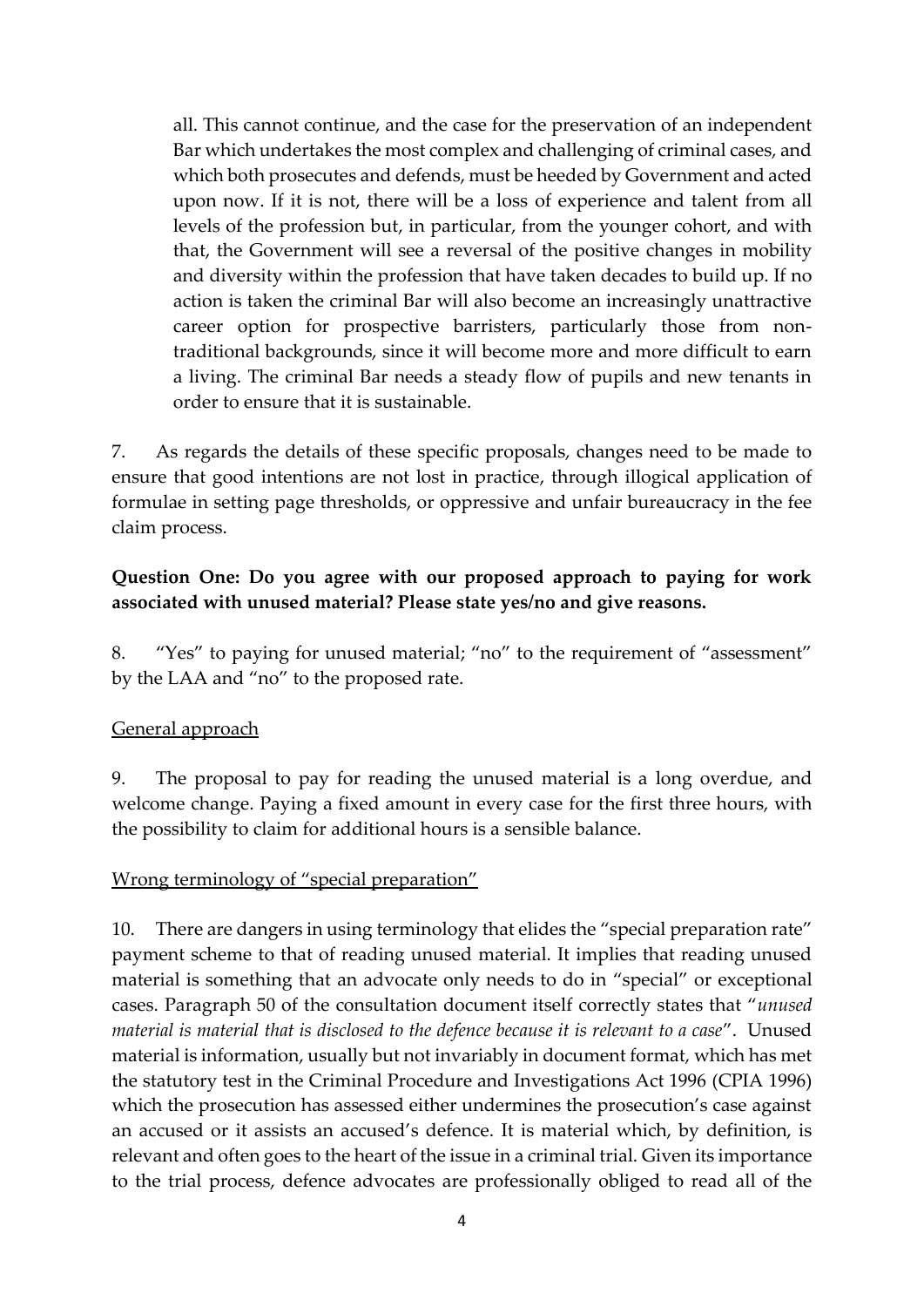all. This cannot continue, and the case for the preservation of an independent Bar which undertakes the most complex and challenging of criminal cases, and which both prosecutes and defends, must be heeded by Government and acted upon now. If it is not, there will be a loss of experience and talent from all levels of the profession but, in particular, from the younger cohort, and with that, the Government will see a reversal of the positive changes in mobility and diversity within the profession that have taken decades to build up. If no action is taken the criminal Bar will also become an increasingly unattractive career option for prospective barristers, particularly those from non-traditional backgrounds, since it will become more and more difficult to earn a living. The criminal Bar needs a steady flow of pupils and new tenants in order to ensure that it is sustainable.

7. As regards the details of these specific proposals, changes need to be made to ensure that good intentions are not lost in practice, through illogical application of formulae in setting page thresholds, or oppressive and unfair bureaucracy in the fee claim process.

**Question One: Do you agree with our proposed approach to paying for work associated with unused material? Please state yes/no and give reasons.**

8. "Yes" to paying for unused material; "no" to the requirement of "assessment" by the LAA and "no" to the proposed rate.

<u>General approach</u>

9. The proposal to pay for reading the unused material is a long overdue, and welcome change. Paying a fixed amount in every case for the first three hours, with the possibility to claim for additional hours is a sensible balance.

<u>Wrong terminology of "special preparation"</u>

10. There are dangers in using terminology that elides the "special preparation rate" payment scheme to that of reading unused material. It implies that reading unused material is something that an advocate only needs to do in "special" or exceptional cases. Paragraph 50 of the consultation document itself correctly states that "*unused material is material that is disclosed to the defence because it is relevant to a case*". Unused material is information, usually but not invariably in document format, which has met the statutory test in the Criminal Procedure and Investigations Act 1996 (CPIA 1996) which the prosecution has assessed either undermines the prosecution's case against an accused or it assists an accused's defence. It is material which, by definition, is relevant and often goes to the heart of the issue in a criminal trial. Given its importance to the trial process, defence advocates are professionally obliged to read all of the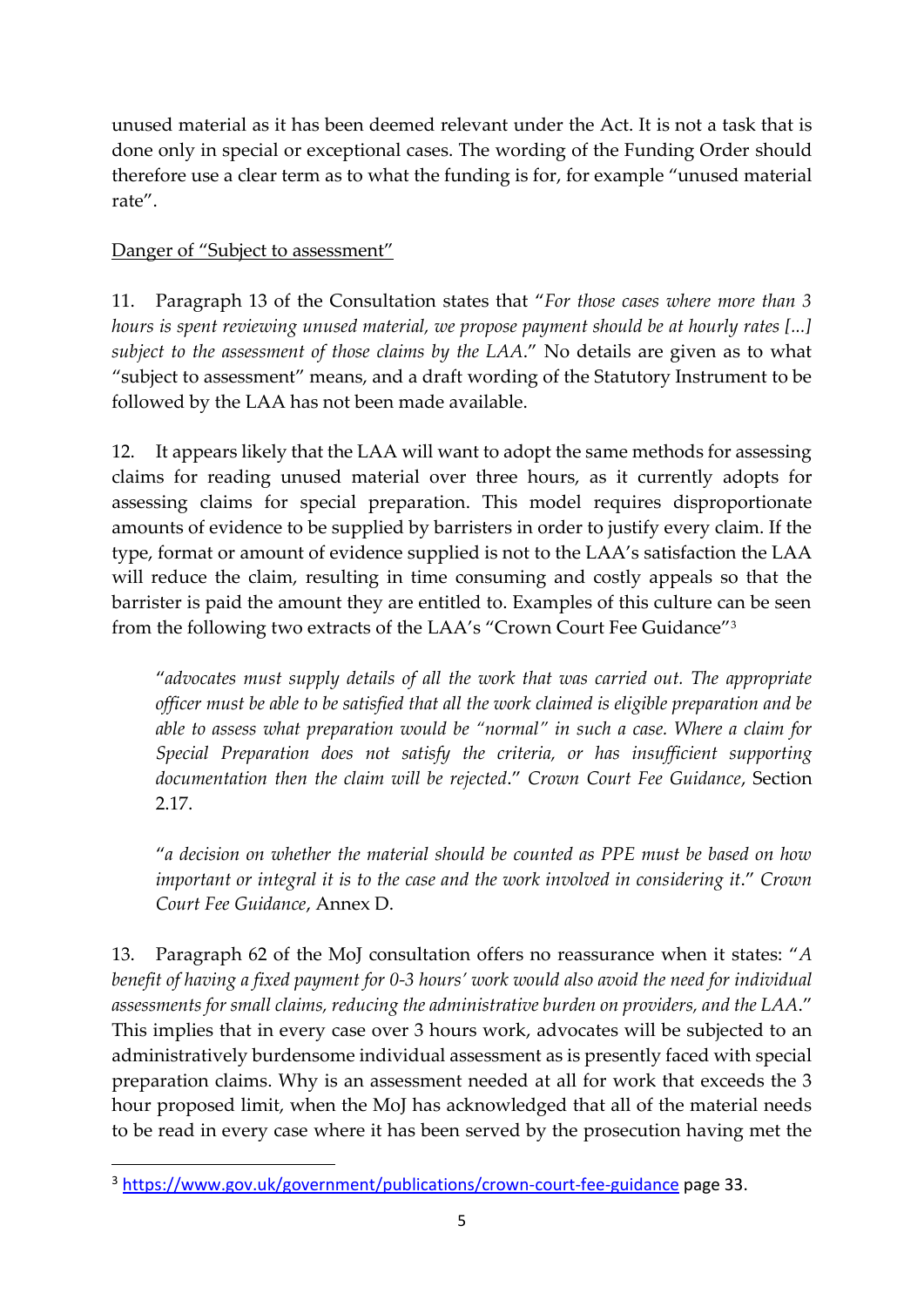unused material as it has been deemed relevant under the Act. It is not a task that is done only in special or exceptional cases. The wording of the Funding Order should therefore use a clear term as to what the funding is for, for example "unused material rate".

Danger of "Subject to assessment"

11. Paragraph 13 of the Consultation states that "*For those cases where more than 3 hours is spent reviewing unused material, we propose payment should be at hourly rates [...] subject to the assessment of those claims by the LAA*." No details are given as to what "subject to assessment" means, and a draft wording of the Statutory Instrument to be followed by the LAA has not been made available.

12. It appears likely that the LAA will want to adopt the same methods for assessing claims for reading unused material over three hours, as it currently adopts for assessing claims for special preparation. This model requires disproportionate amounts of evidence to be supplied by barristers in order to justify every claim. If the type, format or amount of evidence supplied is not to the LAA's satisfaction the LAA will reduce the claim, resulting in time consuming and costly appeals so that the barrister is paid the amount they are entitled to. Examples of this culture can be seen from the following two extracts of the LAA's "Crown Court Fee Guidance"[3]

> "*advocates must supply details of all the work that was carried out. The appropriate officer must be able to be satisfied that all the work claimed is eligible preparation and be able to assess what preparation would be "normal" in such a case. Where a claim for Special Preparation does not satisfy the criteria, or has insufficient supporting documentation then the claim will be rejected*." *Crown Court Fee Guidance*, Section 2.17.

> "*a decision on whether the material should be counted as PPE must be based on how important or integral it is to the case and the work involved in considering it*." *Crown Court Fee Guidance*, Annex D.

13. Paragraph 62 of the MoJ consultation offers no reassurance when it states: "*A benefit of having a fixed payment for 0-3 hours' work would also avoid the need for individual assessments for small claims, reducing the administrative burden on providers, and the LAA*." This implies that in every case over 3 hours work, advocates will be subjected to an administratively burdensome individual assessment as is presently faced with special preparation claims. Why is an assessment needed at all for work that exceeds the 3 hour proposed limit, when the MoJ has acknowledged that all of the material needs to be read in every case where it has been served by the prosecution having met the

---

[3] https://www.gov.uk/government/publications/crown-court-fee-guidance page 33.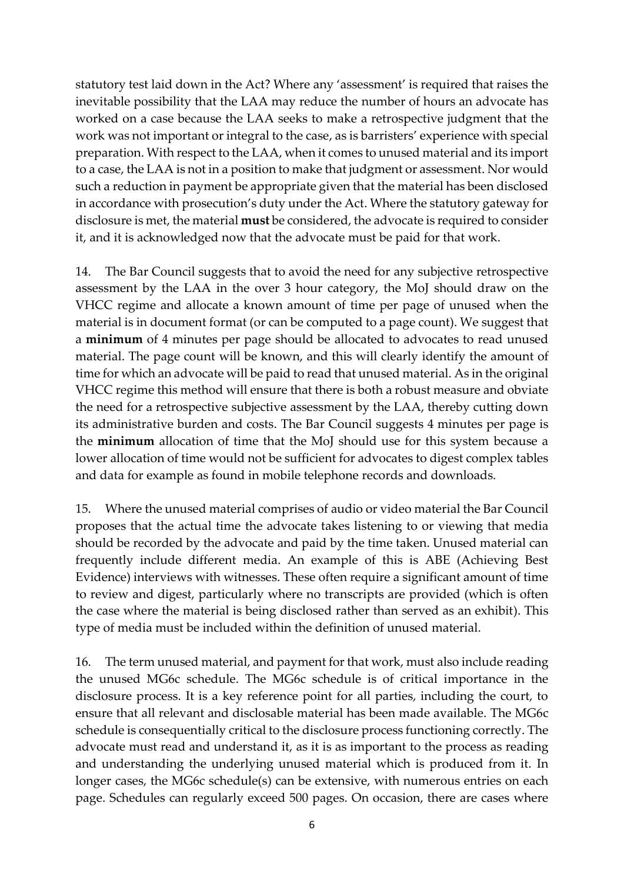statutory test laid down in the Act? Where any 'assessment' is required that raises the inevitable possibility that the LAA may reduce the number of hours an advocate has worked on a case because the LAA seeks to make a retrospective judgment that the work was not important or integral to the case, as is barristers' experience with special preparation. With respect to the LAA, when it comes to unused material and its import to a case, the LAA is not in a position to make that judgment or assessment. Nor would such a reduction in payment be appropriate given that the material has been disclosed in accordance with prosecution's duty under the Act. Where the statutory gateway for disclosure is met, the material **must** be considered, the advocate is required to consider it, and it is acknowledged now that the advocate must be paid for that work.

14. The Bar Council suggests that to avoid the need for any subjective retrospective assessment by the LAA in the over 3 hour category, the MoJ should draw on the VHCC regime and allocate a known amount of time per page of unused when the material is in document format (or can be computed to a page count). We suggest that a **minimum** of 4 minutes per page should be allocated to advocates to read unused material. The page count will be known, and this will clearly identify the amount of time for which an advocate will be paid to read that unused material. As in the original VHCC regime this method will ensure that there is both a robust measure and obviate the need for a retrospective subjective assessment by the LAA, thereby cutting down its administrative burden and costs. The Bar Council suggests 4 minutes per page is the **minimum** allocation of time that the MoJ should use for this system because a lower allocation of time would not be sufficient for advocates to digest complex tables and data for example as found in mobile telephone records and downloads.

15. Where the unused material comprises of audio or video material the Bar Council proposes that the actual time the advocate takes listening to or viewing that media should be recorded by the advocate and paid by the time taken. Unused material can frequently include different media. An example of this is ABE (Achieving Best Evidence) interviews with witnesses. These often require a significant amount of time to review and digest, particularly where no transcripts are provided (which is often the case where the material is being disclosed rather than served as an exhibit). This type of media must be included within the definition of unused material.

16. The term unused material, and payment for that work, must also include reading the unused MG6c schedule. The MG6c schedule is of critical importance in the disclosure process. It is a key reference point for all parties, including the court, to ensure that all relevant and disclosable material has been made available. The MG6c schedule is consequentially critical to the disclosure process functioning correctly. The advocate must read and understand it, as it is as important to the process as reading and understanding the underlying unused material which is produced from it. In longer cases, the MG6c schedule(s) can be extensive, with numerous entries on each page. Schedules can regularly exceed 500 pages. On occasion, there are cases where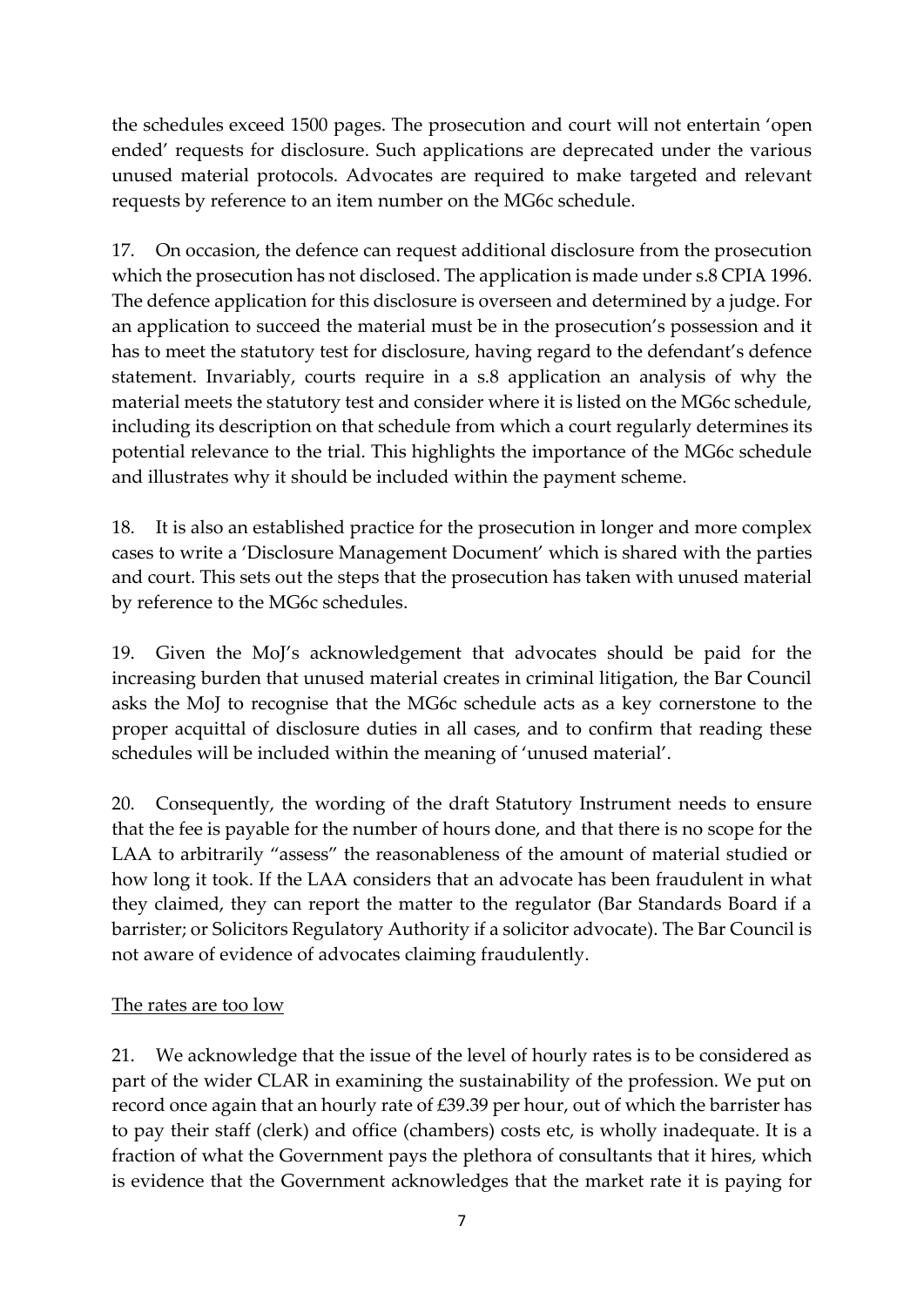the schedules exceed 1500 pages. The prosecution and court will not entertain 'open ended' requests for disclosure. Such applications are deprecated under the various unused material protocols. Advocates are required to make targeted and relevant requests by reference to an item number on the MG6c schedule.

17. On occasion, the defence can request additional disclosure from the prosecution which the prosecution has not disclosed. The application is made under s.8 CPIA 1996. The defence application for this disclosure is overseen and determined by a judge. For an application to succeed the material must be in the prosecution's possession and it has to meet the statutory test for disclosure, having regard to the defendant's defence statement. Invariably, courts require in a s.8 application an analysis of why the material meets the statutory test and consider where it is listed on the MG6c schedule, including its description on that schedule from which a court regularly determines its potential relevance to the trial. This highlights the importance of the MG6c schedule and illustrates why it should be included within the payment scheme.

18. It is also an established practice for the prosecution in longer and more complex cases to write a 'Disclosure Management Document' which is shared with the parties and court. This sets out the steps that the prosecution has taken with unused material by reference to the MG6c schedules.

19. Given the MoJ's acknowledgement that advocates should be paid for the increasing burden that unused material creates in criminal litigation, the Bar Council asks the MoJ to recognise that the MG6c schedule acts as a key cornerstone to the proper acquittal of disclosure duties in all cases, and to confirm that reading these schedules will be included within the meaning of 'unused material'.

20. Consequently, the wording of the draft Statutory Instrument needs to ensure that the fee is payable for the number of hours done, and that there is no scope for the LAA to arbitrarily "assess" the reasonableness of the amount of material studied or how long it took. If the LAA considers that an advocate has been fraudulent in what they claimed, they can report the matter to the regulator (Bar Standards Board if a barrister; or Solicitors Regulatory Authority if a solicitor advocate). The Bar Council is not aware of evidence of advocates claiming fraudulently.

<u>The rates are too low</u>

21. We acknowledge that the issue of the level of hourly rates is to be considered as part of the wider CLAR in examining the sustainability of the profession. We put on record once again that an hourly rate of £39.39 per hour, out of which the barrister has to pay their staff (clerk) and office (chambers) costs etc, is wholly inadequate. It is a fraction of what the Government pays the plethora of consultants that it hires, which is evidence that the Government acknowledges that the market rate it is paying for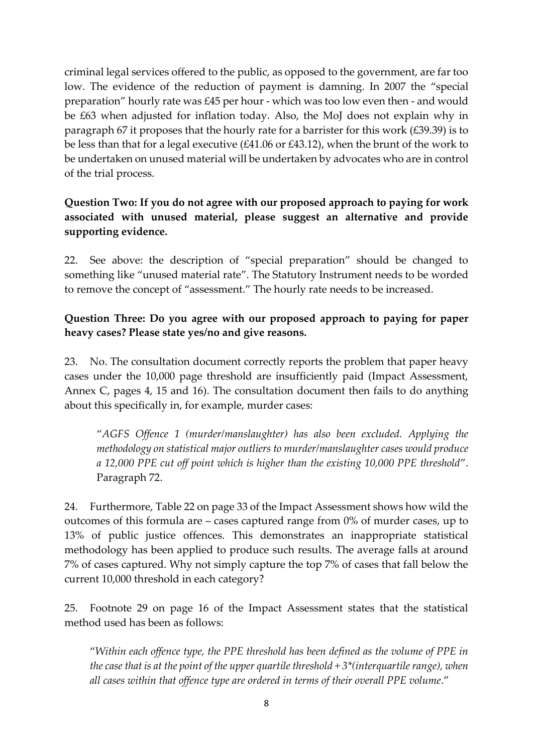criminal legal services offered to the public, as opposed to the government, are far too low. The evidence of the reduction of payment is damning. In 2007 the "special preparation" hourly rate was £45 per hour - which was too low even then - and would be £63 when adjusted for inflation today. Also, the MoJ does not explain why in paragraph 67 it proposes that the hourly rate for a barrister for this work (£39.39) is to be less than that for a legal executive (£41.06 or £43.12), when the brunt of the work to be undertaken on unused material will be undertaken by advocates who are in control of the trial process.

**Question Two: If you do not agree with our proposed approach to paying for work associated with unused material, please suggest an alternative and provide supporting evidence.**

22. See above: the description of "special preparation" should be changed to something like "unused material rate". The Statutory Instrument needs to be worded to remove the concept of "assessment." The hourly rate needs to be increased.

**Question Three: Do you agree with our proposed approach to paying for paper heavy cases? Please state yes/no and give reasons.**

23. No. The consultation document correctly reports the problem that paper heavy cases under the 10,000 page threshold are insufficiently paid (Impact Assessment, Annex C, pages 4, 15 and 16). The consultation document then fails to do anything about this specifically in, for example, murder cases:

> "*AGFS Offence 1 (murder/manslaughter) has also been excluded. Applying the methodology on statistical major outliers to murder/manslaughter cases would produce a 12,000 PPE cut off point which is higher than the existing 10,000 PPE threshold*". Paragraph 72.

24. Furthermore, Table 22 on page 33 of the Impact Assessment shows how wild the outcomes of this formula are – cases captured range from 0% of murder cases, up to 13% of public justice offences. This demonstrates an inappropriate statistical methodology has been applied to produce such results. The average falls at around 7% of cases captured. Why not simply capture the top 7% of cases that fall below the current 10,000 threshold in each category?

25. Footnote 29 on page 16 of the Impact Assessment states that the statistical method used has been as follows:

> "*Within each offence type, the PPE threshold has been defined as the volume of PPE in the case that is at the point of the upper quartile threshold + 3*(interquartile range), when all cases within that offence type are ordered in terms of their overall PPE volume*."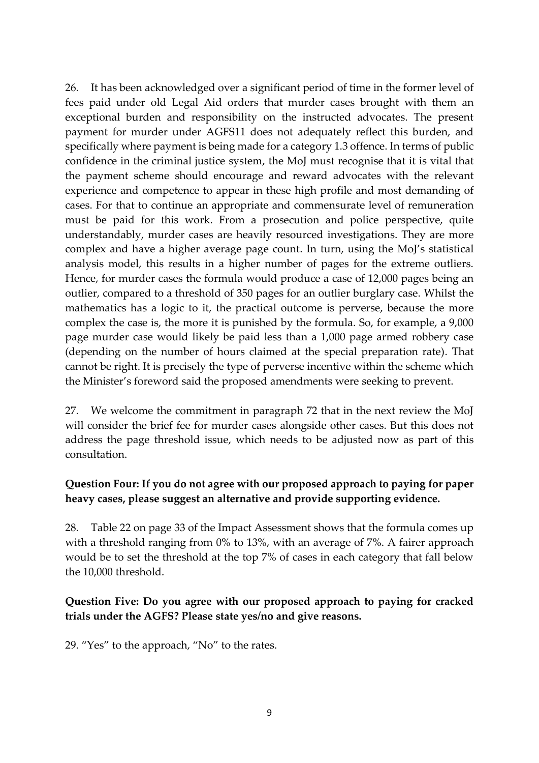26. It has been acknowledged over a significant period of time in the former level of fees paid under old Legal Aid orders that murder cases brought with them an exceptional burden and responsibility on the instructed advocates. The present payment for murder under AGFS11 does not adequately reflect this burden, and specifically where payment is being made for a category 1.3 offence. In terms of public confidence in the criminal justice system, the MoJ must recognise that it is vital that the payment scheme should encourage and reward advocates with the relevant experience and competence to appear in these high profile and most demanding of cases. For that to continue an appropriate and commensurate level of remuneration must be paid for this work. From a prosecution and police perspective, quite understandably, murder cases are heavily resourced investigations. They are more complex and have a higher average page count. In turn, using the MoJ's statistical analysis model, this results in a higher number of pages for the extreme outliers. Hence, for murder cases the formula would produce a case of 12,000 pages being an outlier, compared to a threshold of 350 pages for an outlier burglary case. Whilst the mathematics has a logic to it, the practical outcome is perverse, because the more complex the case is, the more it is punished by the formula. So, for example, a 9,000 page murder case would likely be paid less than a 1,000 page armed robbery case (depending on the number of hours claimed at the special preparation rate). That cannot be right. It is precisely the type of perverse incentive within the scheme which the Minister's foreword said the proposed amendments were seeking to prevent.

27. We welcome the commitment in paragraph 72 that in the next review the MoJ will consider the brief fee for murder cases alongside other cases. But this does not address the page threshold issue, which needs to be adjusted now as part of this consultation.

**Question Four: If you do not agree with our proposed approach to paying for paper heavy cases, please suggest an alternative and provide supporting evidence.**

28. Table 22 on page 33 of the Impact Assessment shows that the formula comes up with a threshold ranging from 0% to 13%, with an average of 7%. A fairer approach would be to set the threshold at the top 7% of cases in each category that fall below the 10,000 threshold.

**Question Five: Do you agree with our proposed approach to paying for cracked trials under the AGFS? Please state yes/no and give reasons.**

29. "Yes" to the approach, "No" to the rates.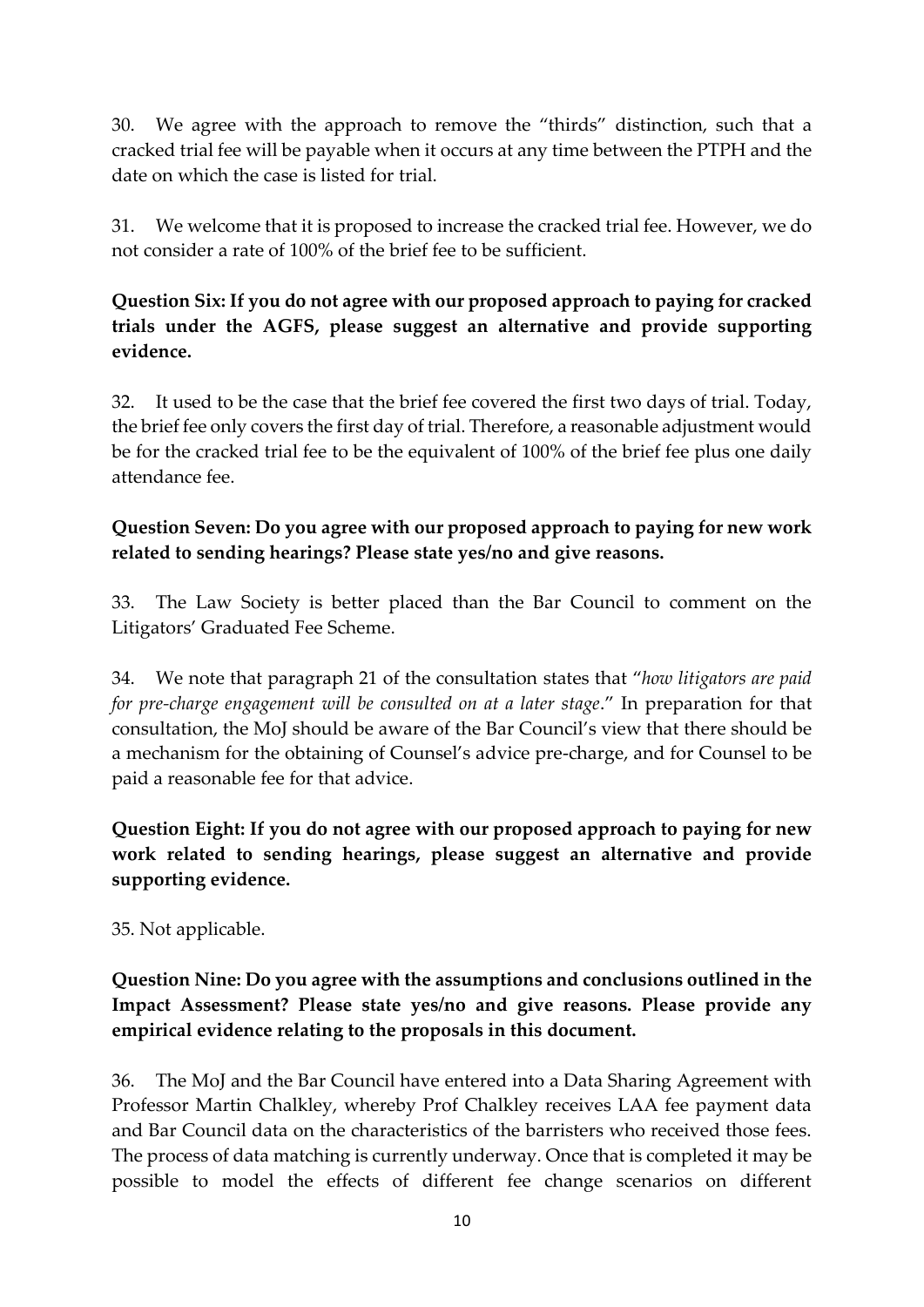30. We agree with the approach to remove the "thirds" distinction, such that a cracked trial fee will be payable when it occurs at any time between the PTPH and the date on which the case is listed for trial.

31. We welcome that it is proposed to increase the cracked trial fee. However, we do not consider a rate of 100% of the brief fee to be sufficient.

**Question Six: If you do not agree with our proposed approach to paying for cracked trials under the AGFS, please suggest an alternative and provide supporting evidence.**

32. It used to be the case that the brief fee covered the first two days of trial. Today, the brief fee only covers the first day of trial. Therefore, a reasonable adjustment would be for the cracked trial fee to be the equivalent of 100% of the brief fee plus one daily attendance fee.

**Question Seven: Do you agree with our proposed approach to paying for new work related to sending hearings? Please state yes/no and give reasons.**

33. The Law Society is better placed than the Bar Council to comment on the Litigators' Graduated Fee Scheme.

34. We note that paragraph 21 of the consultation states that "*how litigators are paid for pre-charge engagement will be consulted on at a later stage*." In preparation for that consultation, the MoJ should be aware of the Bar Council's view that there should be a mechanism for the obtaining of Counsel's advice pre-charge, and for Counsel to be paid a reasonable fee for that advice.

**Question Eight: If you do not agree with our proposed approach to paying for new work related to sending hearings, please suggest an alternative and provide supporting evidence.**

35. Not applicable.

**Question Nine: Do you agree with the assumptions and conclusions outlined in the Impact Assessment? Please state yes/no and give reasons. Please provide any empirical evidence relating to the proposals in this document.**

36. The MoJ and the Bar Council have entered into a Data Sharing Agreement with Professor Martin Chalkley, whereby Prof Chalkley receives LAA fee payment data and Bar Council data on the characteristics of the barristers who received those fees. The process of data matching is currently underway. Once that is completed it may be possible to model the effects of different fee change scenarios on different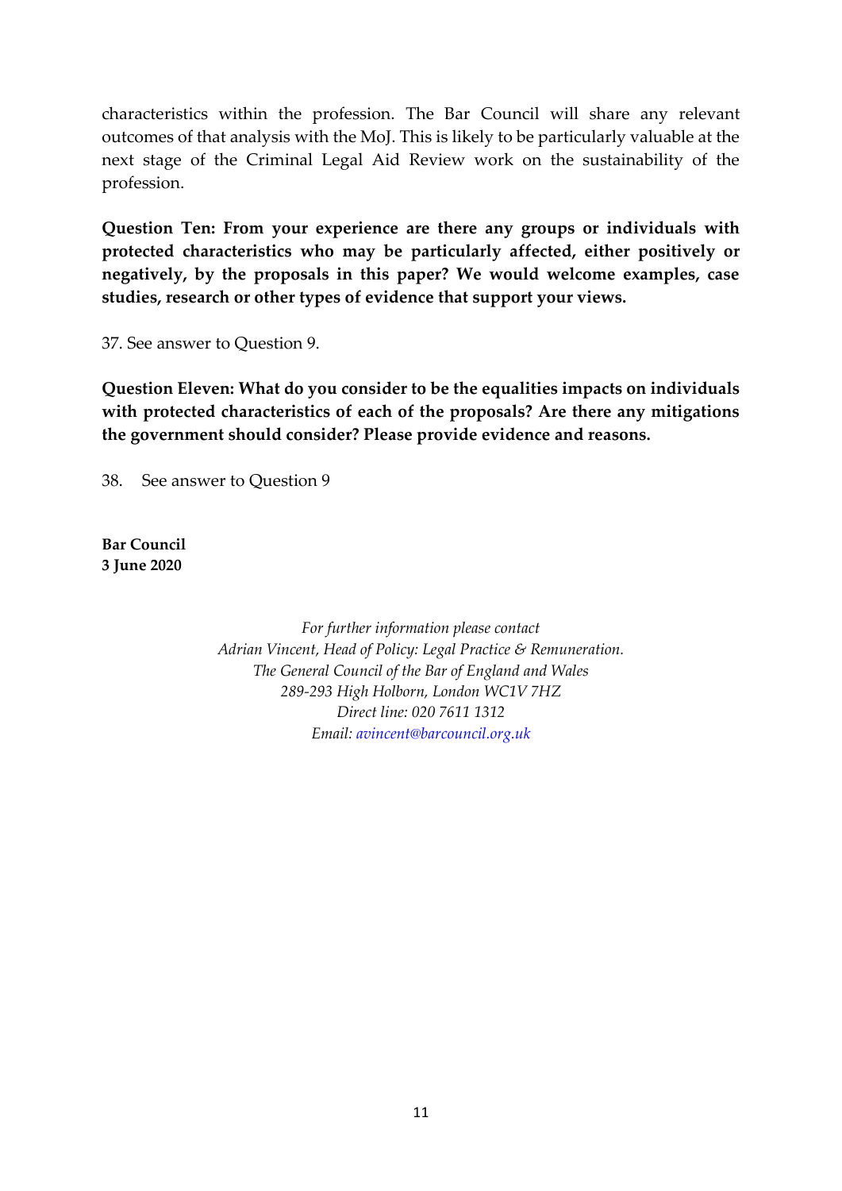characteristics within the profession. The Bar Council will share any relevant outcomes of that analysis with the MoJ. This is likely to be particularly valuable at the next stage of the Criminal Legal Aid Review work on the sustainability of the profession.

**Question Ten: From your experience are there any groups or individuals with protected characteristics who may be particularly affected, either positively or negatively, by the proposals in this paper? We would welcome examples, case studies, research or other types of evidence that support your views.**

37. See answer to Question 9.

**Question Eleven: What do you consider to be the equalities impacts on individuals with protected characteristics of each of the proposals? Are there any mitigations the government should consider? Please provide evidence and reasons.**

38. See answer to Question 9

**Bar Council**
**3 June 2020**

*For further information please contact*
*Adrian Vincent, Head of Policy: Legal Practice & Remuneration.*
*The General Council of the Bar of England and Wales*
*289-293 High Holborn, London WC1V 7HZ*
*Direct line: 020 7611 1312*
*Email: avincent@barcouncil.org.uk*